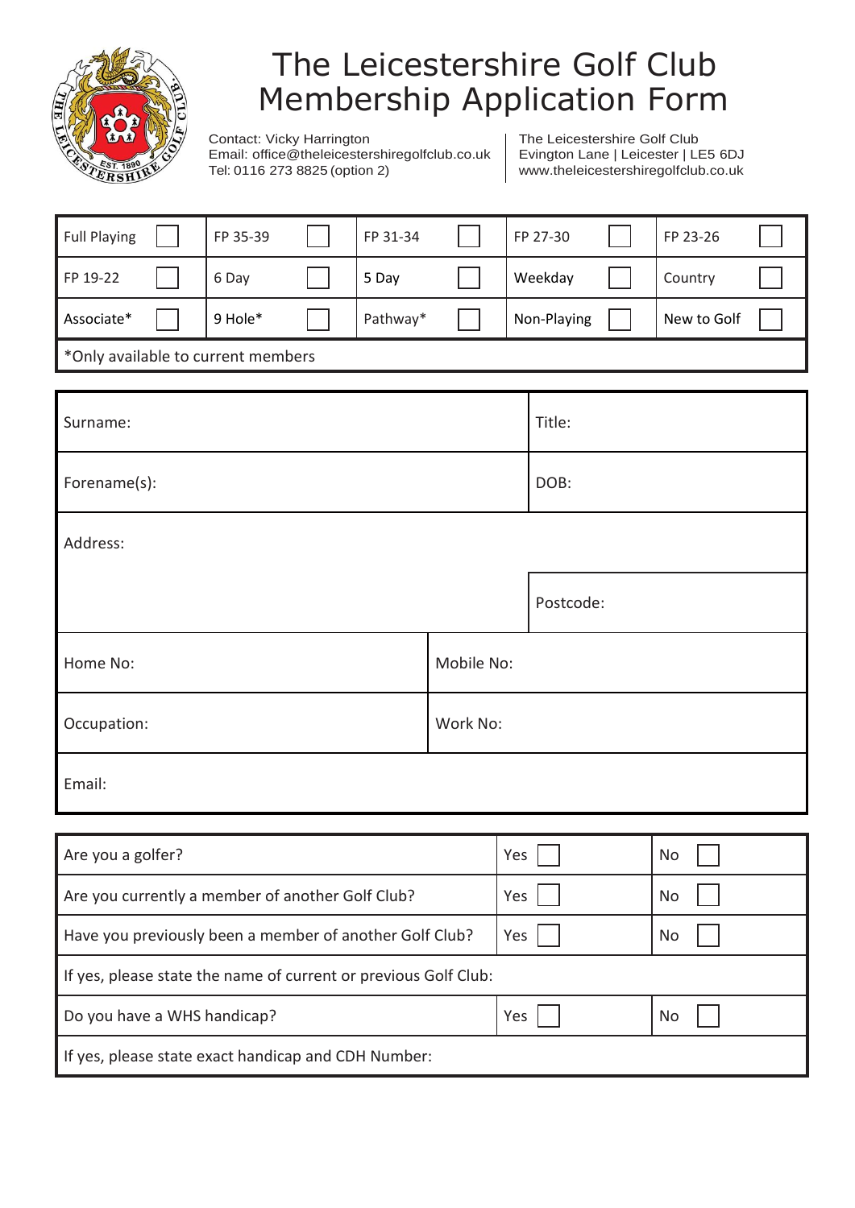# The Leicestershire Golf Club Membership Application Form

Contact: Vicky Harrington
Email: office@theleicestershiregolfclub.co.uk
Tel: 0116 273 8825 (option 2)

The Leicestershire Golf Club
Evington Lane | Leicester | LE5 6DJ
www.theleicestershiregolfclub.co.uk

| | | | | | | | | | |
|---|---|---|---|---|---|---|---|---|---|
| Full Playing | ☐ | FP 35-39 | ☐ | FP 31-34 | ☐ | FP 27-30 | ☐ | FP 23-26 | ☐ |
| FP 19-22 | ☐ | 6 Day | ☐ | 5 Day | ☐ | Weekday | ☐ | Country | ☐ |
| Associate* | ☐ | 9 Hole* | ☐ | Pathway* | ☐ | Non-Playing | ☐ | New to Golf | ☐ |
| *Only available to current members | | | | | | | | | |

| | |
|---|---|
| Surname: | Title: |
| Forename(s): | DOB: |
| Address: | |
| | Postcode: |
| Home No: | Mobile No: |
| Occupation: | Work No: |
| Email: | |

| | | |
|---|---|---|
| Are you a golfer? | Yes ☐ | No ☐ |
| Are you currently a member of another Golf Club? | Yes ☐ | No ☐ |
| Have you previously been a member of another Golf Club? | Yes ☐ | No ☐ |
| If yes, please state the name of current or previous Golf Club: | | |
| Do you have a WHS handicap? | Yes ☐ | No ☐ |
| If yes, please state exact handicap and CDH Number: | | |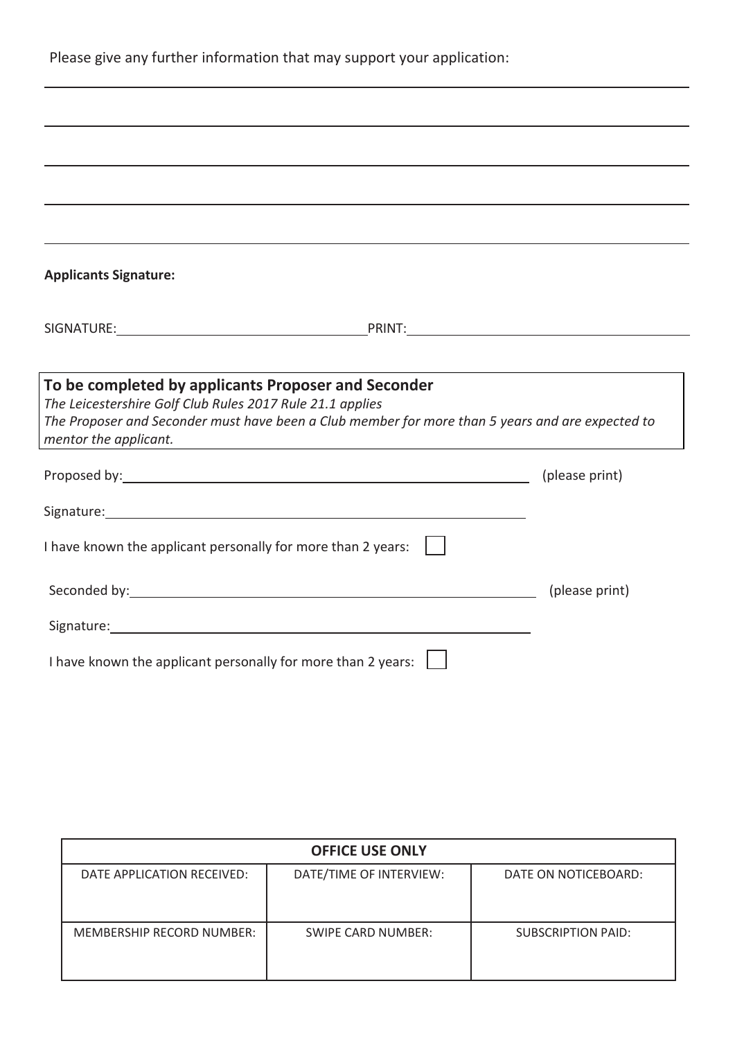Please give any further information that may support your application:

**Applicants Signature:**

SIGNATURE: ______________________ PRINT: ______________________

**To be completed by applicants Proposer and Seconder**

*The Leicestershire Golf Club Rules 2017 Rule 21.1 applies*

*The Proposer and Seconder must have been a Club member for more than 5 years and are expected to mentor the applicant.*

Proposed by: ______________________ (please print)

Signature: ______________________

I have known the applicant personally for more than 2 years: ☐

Seconded by: ______________________ (please print)

Signature: ______________________

I have known the applicant personally for more than 2 years: ☐

| OFFICE USE ONLY | | |
|---|---|---|
| DATE APPLICATION RECEIVED: | DATE/TIME OF INTERVIEW: | DATE ON NOTICEBOARD: |
| MEMBERSHIP RECORD NUMBER: | SWIPE CARD NUMBER: | SUBSCRIPTION PAID: |